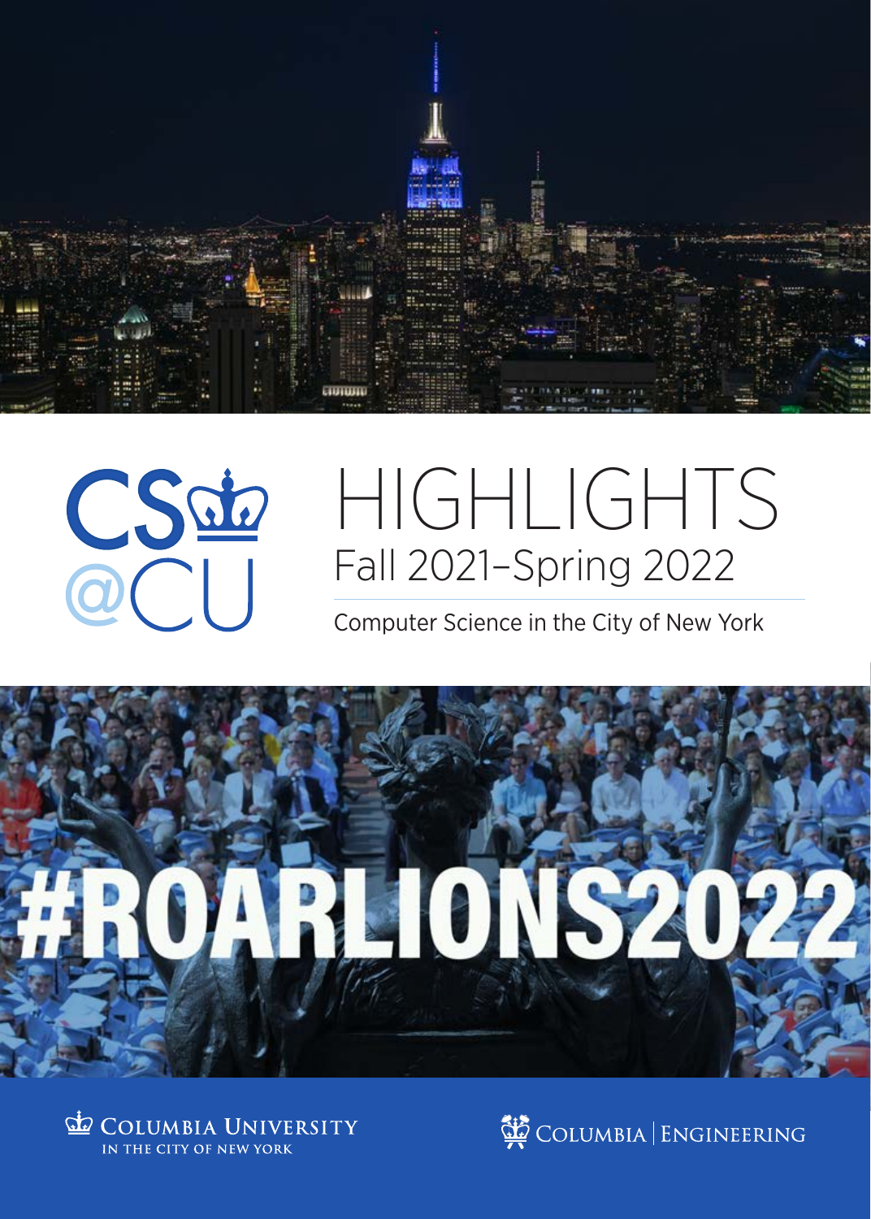CS@CU

# HIGHLIGHTS

## Fall 2021–Spring 2022

Computer Science in the City of New York

#ROARLIONS2022

Columbia University in the City of New York

Columbia | Engineering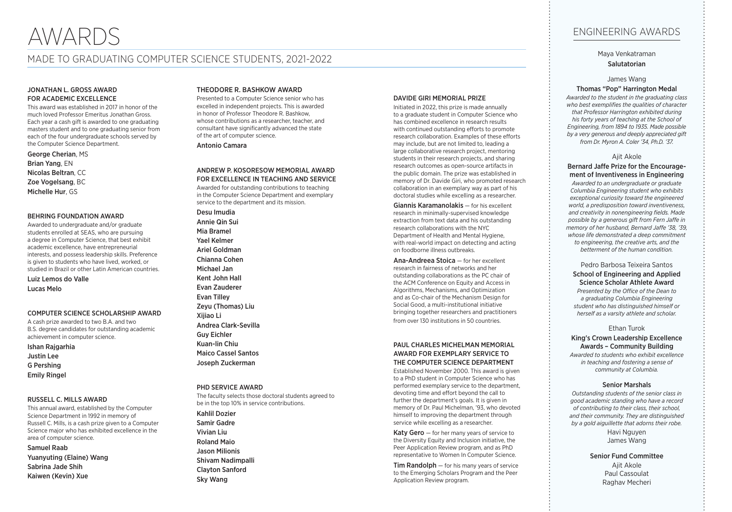# AWARDS

## MADE TO GRADUATING COMPUTER SCIENCE STUDENTS, 2021-2022

### JONATHAN L. GROSS AWARD FOR ACADEMIC EXCELLENCE

This award was established in 2017 in honor of the much loved Professor Emeritus Jonathan Gross. Each year a cash gift is awarded to one graduating masters student and to one graduating senior from each of the four undergraduate schools served by the Computer Science Department.

**George Cherian**, MS
**Brian Yang**, EN
**Nicolas Beltran**, CC
**Zoe Vogelsang**, BC
**Michelle Hur**, GS

### BEHRING FOUNDATION AWARD

Awarded to undergraduate and/or graduate students enrolled at SEAS, who are pursuing a degree in Computer Science, that best exhibit academic excellence, have entrepreneurial interests, and possess leadership skills. Preference is given to students who have lived, worked, or studied in Brazil or other Latin American countries.

Luiz Lemos do Valle
Lucas Melo

### COMPUTER SCIENCE SCHOLARSHIP AWARD

A cash prize awarded to two B.A. and two B.S. degree candidates for outstanding academic achievement in computer science.

Ishan Rajgarhia
Justin Lee
G Pershing
Emily Ringel

### RUSSELL C. MILLS AWARD

This annual award, established by the Computer Science Department in 1992 in memory of Russell C. Mills, is a cash prize given to a Computer Science major who has exhibited excellence in the area of computer science.

Samuel Raab
Yuanyuting (Elaine) Wang
Sabrina Jade Shih
Kaiwen (Kevin) Xue

### THEODORE R. BASHKOW AWARD

Presented to a Computer Science senior who has excelled in independent projects. This is awarded in honor of Professor Theodore R. Bashkow, whose contributions as a researcher, teacher, and consultant have significantly advanced the state of the art of computer science.

Antonio Camara

### ANDREW P. KOSORESOW MEMORIAL AWARD FOR EXCELLENCE IN TEACHING AND SERVICE

Awarded for outstanding contributions to teaching in the Computer Science Department and exemplary service to the department and its mission.

Desu Imudia
Annie Qin Sui
Mia Bramel
Yael Kelmer
Ariel Goldman
Chianna Cohen
Michael Jan
Kent John Hall
Evan Zauderer
Evan Tilley
Zeyu (Thomas) Liu
Xijiao Li
Andrea Clark-Sevilla
Guy Eichler
Kuan-lin Chiu
Maico Cassel Santos
Joseph Zuckerman

### PHD SERVICE AWARD

The faculty selects those doctoral students agreed to be in the top 10% in service contributions.

Kahlil Dozier
Samir Gadre
Vivian Liu
Roland Maio
Jason Milionis
Shivam Nadimpalli
Clayton Sanford
Sky Wang

### DAVIDE GIRI MEMORIAL PRIZE

Initiated in 2022, this prize is made annually to a graduate student in Computer Science who has combined excellence in research results with continued outstanding efforts to promote research collaboration. Examples of these efforts may include, but are not limited to, leading a large collaborative research project, mentoring students in their research projects, and sharing research outcomes as open-source artifacts in the public domain. The prize was established in memory of Dr. Davide Giri, who promoted research collaboration in an exemplary way as part of his doctoral studies while excelling as a researcher.

**Giannis Karamanolakis** — for his excellent research in minimally-supervised knowledge extraction from text data and his outstanding research collaborations with the NYC Department of Health and Mental Hygiene, with real-world impact on detecting and acting on foodborne illness outbreaks.

**Ana-Andreea Stoica** — for her excellent research in fairness of networks and her outstanding collaborations as the PC chair of the ACM Conference on Equity and Access in Algorithms, Mechanisms, and Optimization and as Co-chair of the Mechanism Design for Social Good, a multi-institutional initiative bringing together researchers and practitioners from over 130 institutions in 50 countries.

### PAUL CHARLES MICHELMAN MEMORIAL AWARD FOR EXEMPLARY SERVICE TO THE COMPUTER SCIENCE DEPARTMENT

Established November 2000. This award is given to a PhD student in Computer Science who has performed exemplary service to the department, devoting time and effort beyond the call to further the department's goals. It is given in memory of Dr. Paul Michelman, '93, who devoted himself to improving the department through service while excelling as a researcher.

**Katy Gero** — for her many years of service to the Diversity Equity and Inclusion initiative, the Peer Application Review program, and as PhD representative to Women In Computer Science.

**Tim Randolph** — for his many years of service to the Emerging Scholars Program and the Peer Application Review program.

## ENGINEERING AWARDS

Maya Venkatraman
**Salutatorian**

James Wang
**Thomas "Pop" Harrington Medal**
*Awarded to the student in the graduating class who best exemplifies the qualities of character that Professor Harrington exhibited during his forty years of teaching at the School of Engineering, from 1894 to 1935. Made possible by a very generous and deeply appreciated gift from Dr. Myron A. Coler '34, Ph.D. '37.*

Ajit Akole
**Bernard Jaffe Prize for the Encouragement of Inventiveness in Engineering**
*Awarded to an undergraduate or graduate Columbia Engineering student who exhibits exceptional curiosity toward the engineered world, a predisposition toward inventiveness, and creativity in nonengineering fields. Made possible by a generous gift from Fern Jaffe in memory of her husband, Bernard Jaffe '38, '39, whose life demonstrated a deep commitment to engineering, the creative arts, and the betterment of the human condition.*

Pedro Barbosa Teixeira Santos
**School of Engineering and Applied Science Scholar Athlete Award**
*Presented by the Office of the Dean to a graduating Columbia Engineering student who has distinguished himself or herself as a varsity athlete and scholar.*

Ethan Turok
**King's Crown Leadership Excellence Awards – Community Building**
*Awarded to students who exhibit excellence in teaching and fostering a sense of community at Columbia.*

**Senior Marshals**
*Outstanding students of the senior class in good academic standing who have a record of contributing to their class, their school, and their community. They are distinguished by a gold aiguillette that adorns their robe.*

Havi Nguyen
James Wang

**Senior Fund Committee**

Ajit Akole
Paul Cassoulat
Raghav Mecheri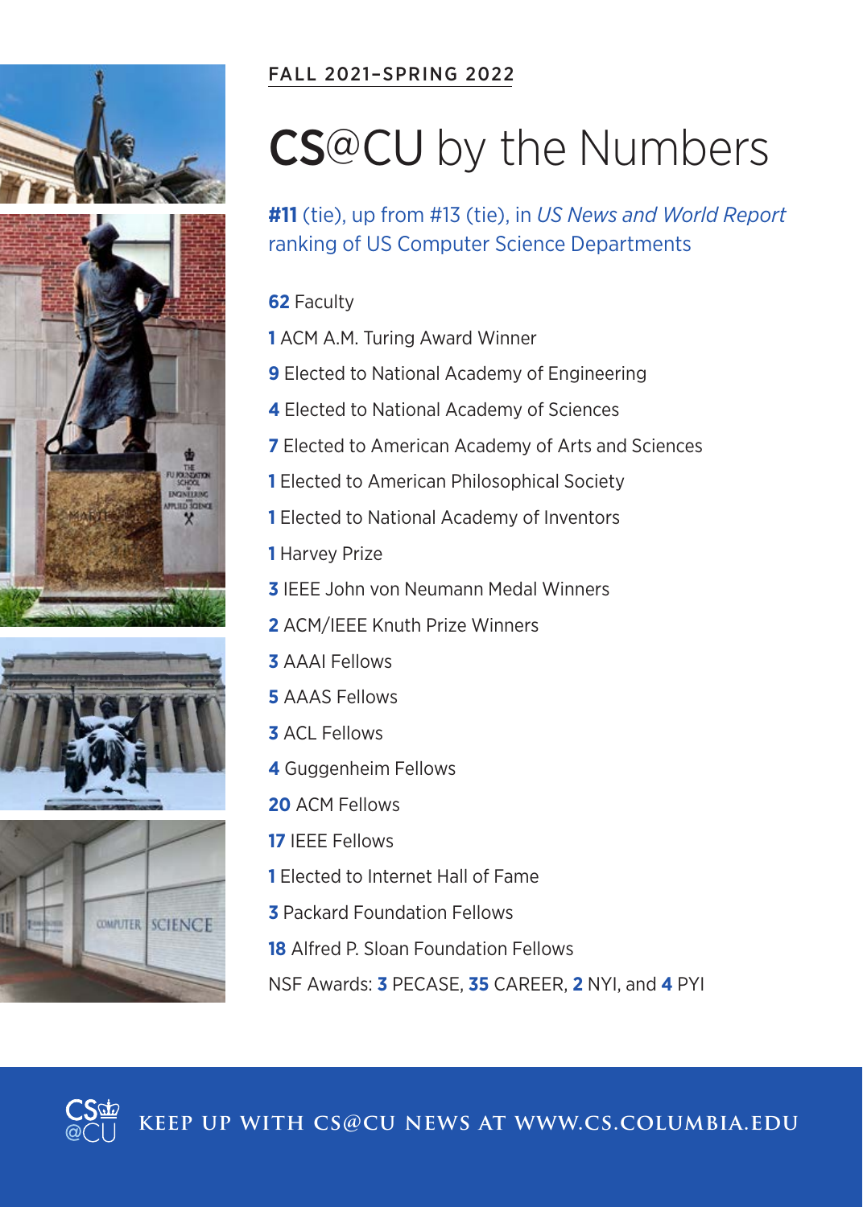FALL 2021–SPRING 2022

# CS@CU by the Numbers

**#11** (tie), up from #13 (tie), in *US News and World Report* ranking of US Computer Science Departments

**62** Faculty

**1** ACM A.M. Turing Award Winner

**9** Elected to National Academy of Engineering

**4** Elected to National Academy of Sciences

**7** Elected to American Academy of Arts and Sciences

**1** Elected to American Philosophical Society

**1** Elected to National Academy of Inventors

**1** Harvey Prize

**3** IEEE John von Neumann Medal Winners

**2** ACM/IEEE Knuth Prize Winners

**3** AAAI Fellows

**5** AAAS Fellows

**3** ACL Fellows

**4** Guggenheim Fellows

**20** ACM Fellows

**17** IEEE Fellows

**1** Elected to Internet Hall of Fame

**3** Packard Foundation Fellows

**18** Alfred P. Sloan Foundation Fellows

NSF Awards: **3** PECASE, **35** CAREER, **2** NYI, and **4** PYI

KEEP UP WITH CS@CU NEWS AT WWW.CS.COLUMBIA.EDU